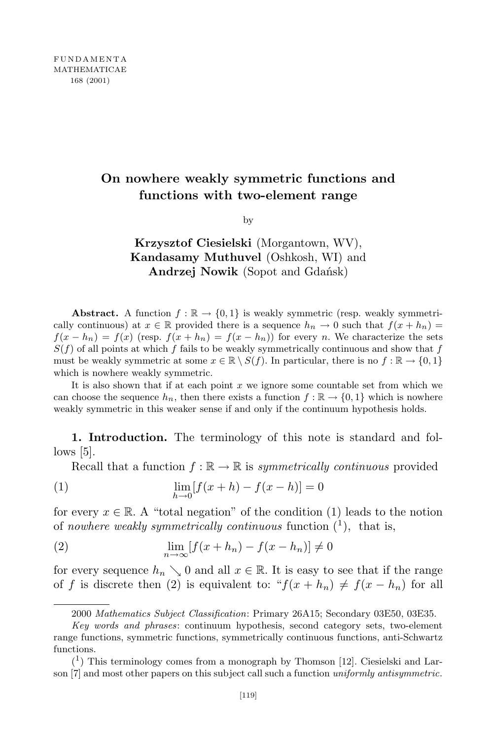# On nowhere weakly symmetric functions and functions with two-element range

by

**Krzysztof Ciesielski** (Morgantown, WV), **Kandasamy Muthuvel** (Oshkosh, WI) and **Andrzej Nowik** (Sopot and Gdańsk)

**Abstract.** A function $f : \mathbb{R} \to \{0,1\}$ is weakly symmetric (resp. weakly symmetrically continuous) at $x \in \mathbb{R}$ provided there is a sequence $h_n \to 0$ such that $f(x+h_n) = f(x-h_n) = f(x)$ (resp. $f(x+h_n) = f(x-h_n)$) for every $n$. We characterize the sets $S(f)$ of all points at which $f$ fails to be weakly symmetrically continuous and show that $f$ must be weakly symmetric at some $x \in \mathbb{R} \setminus S(f)$. In particular, there is no $f : \mathbb{R} \to \{0,1\}$ which is nowhere weakly symmetric.

It is also shown that if at each point $x$ we ignore some countable set from which we can choose the sequence $h_n$, then there exists a function $f : \mathbb{R} \to \{0,1\}$ which is nowhere weakly symmetric in this weaker sense if and only if the continuum hypothesis holds.

**1. Introduction.** The terminology of this note is standard and follows [5].

Recall that a function $f : \mathbb{R} \to \mathbb{R}$ is *symmetrically continuous* provided

$$\lim_{h \to 0} [f(x+h) - f(x-h)] = 0 \tag{1}$$

for every $x \in \mathbb{R}$. A "total negation" of the condition (1) leads to the notion of *nowhere weakly symmetrically continuous* function [1], that is,

$$\lim_{n \to \infty} [f(x+h_n) - f(x-h_n)] \neq 0 \tag{2}$$

for every sequence $h_n \searrow 0$ and all $x \in \mathbb{R}$. It is easy to see that if the range of $f$ is discrete then (2) is equivalent to: "$f(x+h_n) \neq f(x-h_n)$ for all

---

2000 *Mathematics Subject Classification*: Primary 26A15; Secondary 03E50, 03E35.

*Key words and phrases*: continuum hypothesis, second category sets, two-element range functions, symmetric functions, symmetrically continuous functions, anti-Schwartz functions.

[1] This terminology comes from a monograph by Thomson [12]. Ciesielski and Larson [7] and most other papers on this subject call such a function *uniformly antisymmetric*.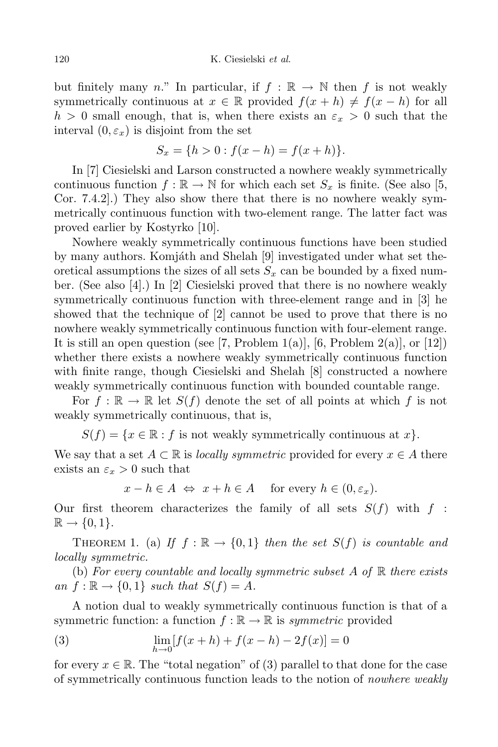but finitely many $n$." In particular, if $f : \mathbb{R} \to \mathbb{N}$ then $f$ is not weakly symmetrically continuous at $x \in \mathbb{R}$ provided $f(x+h) \neq f(x-h)$ for all $h > 0$ small enough, that is, when there exists an $\varepsilon_x > 0$ such that the interval $(0, \varepsilon_x)$ is disjoint from the set

$$S_x = \{h > 0 : f(x-h) = f(x+h)\}.$$

In [7] Ciesielski and Larson constructed a nowhere weakly symmetrically continuous function $f : \mathbb{R} \to \mathbb{N}$ for which each set $S_x$ is finite. (See also [5, Cor. 7.4.2].) They also show there that there is no nowhere weakly symmetrically continuous function with two-element range. The latter fact was proved earlier by Kostyrko [10].

Nowhere weakly symmetrically continuous functions have been studied by many authors. Komjáth and Shelah [9] investigated under what set theoretical assumptions the sizes of all sets $S_x$ can be bounded by a fixed number. (See also [4].) In [2] Ciesielski proved that there is no nowhere weakly symmetrically continuous function with three-element range and in [3] he showed that the technique of [2] cannot be used to prove that there is no nowhere weakly symmetrically continuous function with four-element range. It is still an open question (see [7, Problem 1(a)], [6, Problem 2(a)], or [12]) whether there exists a nowhere weakly symmetrically continuous function with finite range, though Ciesielski and Shelah [8] constructed a nowhere weakly symmetrically continuous function with bounded countable range.

For $f : \mathbb{R} \to \mathbb{R}$ let $S(f)$ denote the set of all points at which $f$ is not weakly symmetrically continuous, that is,

$$S(f) = \{x \in \mathbb{R} : f \text{ is not weakly symmetrically continuous at } x\}.$$

We say that a set $A \subset \mathbb{R}$ is *locally symmetric* provided for every $x \in A$ there exists an $\varepsilon_x > 0$ such that

$$x - h \in A \iff x + h \in A \quad \text{ for every } h \in (0, \varepsilon_x).$$

Our first theorem characterizes the family of all sets $S(f)$ with $f : \mathbb{R} \to \{0,1\}$.

THEOREM 1. (a) *If $f : \mathbb{R} \to \{0,1\}$ then the set $S(f)$ is countable and locally symmetric.*

(b) *For every countable and locally symmetric subset $A$ of $\mathbb{R}$ there exists an $f : \mathbb{R} \to \{0,1\}$ such that $S(f) = A$.*

A notion dual to weakly symmetrically continuous function is that of a symmetric function: a function $f : \mathbb{R} \to \mathbb{R}$ is *symmetric* provided

$$\lim_{h \to 0} [f(x+h) + f(x-h) - 2f(x)] = 0 \tag{3}$$

for every $x \in \mathbb{R}$. The "total negation" of (3) parallel to that done for the case of symmetrically continuous function leads to the notion of *nowhere weakly*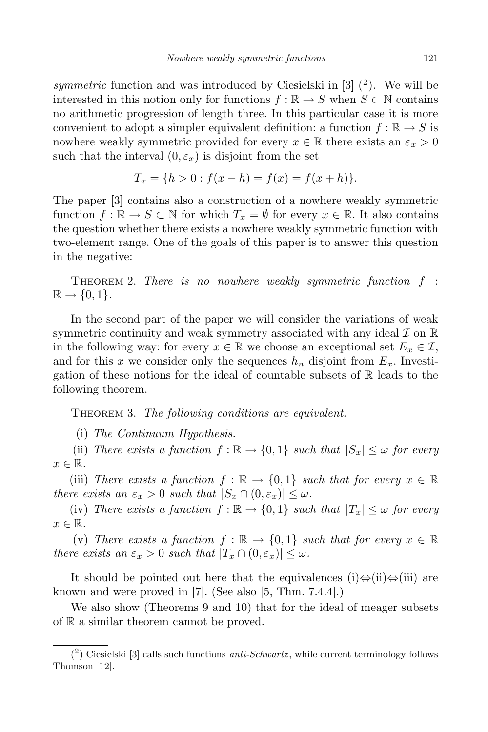*symmetric* function and was introduced by Ciesielski in [3] ([2]). We will be interested in this notion only for functions $f : \mathbb{R} \to S$ when $S \subset \mathbb{N}$ contains no arithmetic progression of length three. In this particular case it is more convenient to adopt a simpler equivalent definition: a function $f : \mathbb{R} \to S$ is nowhere weakly symmetric provided for every $x \in \mathbb{R}$ there exists an $\varepsilon_x > 0$ such that the interval $(0, \varepsilon_x)$ is disjoint from the set

$$T_x = \{h > 0 : f(x-h) = f(x) = f(x+h)\}.$$

The paper [3] contains also a construction of a nowhere weakly symmetric function $f : \mathbb{R} \to S \subset \mathbb{N}$ for which $T_x = \emptyset$ for every $x \in \mathbb{R}$. It also contains the question whether there exists a nowhere weakly symmetric function with two-element range. One of the goals of this paper is to answer this question in the negative:

Theorem 2. *There is no nowhere weakly symmetric function $f : \mathbb{R} \to \{0,1\}$.*

In the second part of the paper we will consider the variations of weak symmetric continuity and weak symmetry associated with any ideal $\mathcal{I}$ on $\mathbb{R}$ in the following way: for every $x \in \mathbb{R}$ we choose an exceptional set $E_x \in \mathcal{I}$, and for this $x$ we consider only the sequences $h_n$ disjoint from $E_x$. Investigation of these notions for the ideal of countable subsets of $\mathbb{R}$ leads to the following theorem.

Theorem 3. *The following conditions are equivalent.*

(i) *The Continuum Hypothesis.*

(ii) *There exists a function $f : \mathbb{R} \to \{0,1\}$ such that $|S_x| \le \omega$ for every $x \in \mathbb{R}$.*

(iii) *There exists a function $f : \mathbb{R} \to \{0,1\}$ such that for every $x \in \mathbb{R}$ there exists an $\varepsilon_x > 0$ such that $|S_x \cap (0, \varepsilon_x)| \le \omega$.*

(iv) *There exists a function $f : \mathbb{R} \to \{0,1\}$ such that $|T_x| \le \omega$ for every $x \in \mathbb{R}$.*

(v) *There exists a function $f : \mathbb{R} \to \{0,1\}$ such that for every $x \in \mathbb{R}$ there exists an $\varepsilon_x > 0$ such that $|T_x \cap (0, \varepsilon_x)| \le \omega$.*

It should be pointed out here that the equivalences (i)$\Leftrightarrow$(ii)$\Leftrightarrow$(iii) are known and were proved in [7]. (See also [5, Thm. 7.4.4].)

We also show (Theorems 9 and 10) that for the ideal of meager subsets of $\mathbb{R}$ a similar theorem cannot be proved.

---

([2]) Ciesielski [3] calls such functions *anti-Schwartz*, while current terminology follows Thomson [12].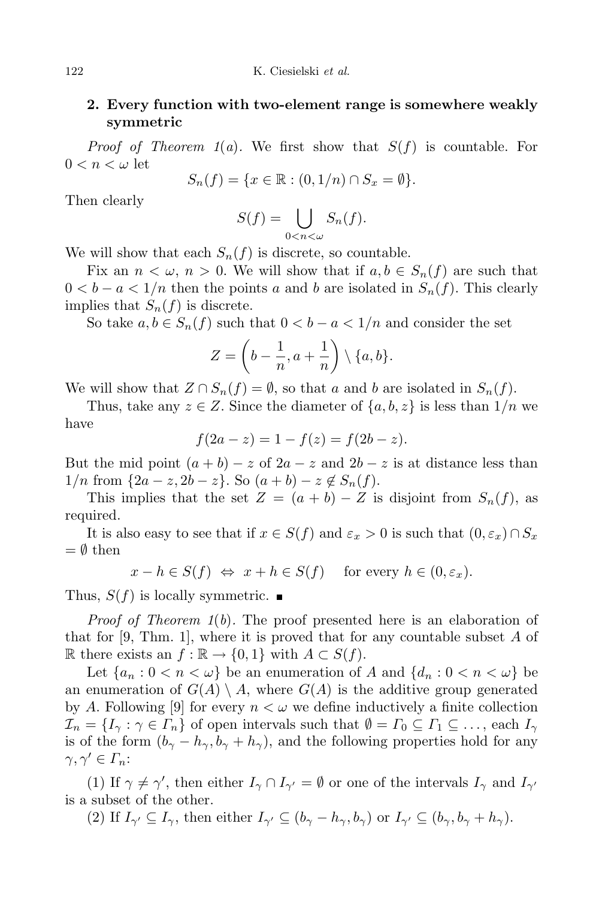## 2. Every function with two-element range is somewhere weakly symmetric

*Proof of Theorem 1(a).* We first show that $S(f)$ is countable. For $0 < n < \omega$ let

$$S_n(f) = \{x \in \mathbb{R} : (0, 1/n) \cap S_x = \emptyset\}.$$

Then clearly

$$S(f) = \bigcup_{0<n<\omega} S_n(f).$$

We will show that each $S_n(f)$ is discrete, so countable.

Fix an $n < \omega$, $n > 0$. We will show that if $a, b \in S_n(f)$ are such that $0 < b - a < 1/n$ then the points $a$ and $b$ are isolated in $S_n(f)$. This clearly implies that $S_n(f)$ is discrete.

So take $a, b \in S_n(f)$ such that $0 < b - a < 1/n$ and consider the set

$$Z = \left(b - \frac{1}{n}, a + \frac{1}{n}\right) \setminus \{a, b\}.$$

We will show that $Z \cap S_n(f) = \emptyset$, so that $a$ and $b$ are isolated in $S_n(f)$.

Thus, take any $z \in Z$. Since the diameter of $\{a, b, z\}$ is less than $1/n$ we have

$$f(2a - z) = 1 - f(z) = f(2b - z).$$

But the mid point $(a + b) - z$ of $2a - z$ and $2b - z$ is at distance less than $1/n$ from $\{2a - z, 2b - z\}$. So $(a + b) - z \notin S_n(f)$.

This implies that the set $Z = (a + b) - Z$ is disjoint from $S_n(f)$, as required.

It is also easy to see that if $x \in S(f)$ and $\varepsilon_x > 0$ is such that $(0, \varepsilon_x) \cap S_x = \emptyset$ then

$$x - h \in S(f) \iff x + h \in S(f) \quad \text{for every } h \in (0, \varepsilon_x).$$

Thus, $S(f)$ is locally symmetric. ■

*Proof of Theorem 1(b).* The proof presented here is an elaboration of that for [9, Thm. 1], where it is proved that for any countable subset $A$ of $\mathbb{R}$ there exists an $f : \mathbb{R} \to \{0, 1\}$ with $A \subset S(f)$.

Let $\{a_n : 0 < n < \omega\}$ be an enumeration of $A$ and $\{d_n : 0 < n < \omega\}$ be an enumeration of $G(A) \setminus A$, where $G(A)$ is the additive group generated by $A$. Following [9] for every $n < \omega$ we define inductively a finite collection $\mathcal{I}_n = \{I_\gamma : \gamma \in \Gamma_n\}$ of open intervals such that $\emptyset = \Gamma_0 \subseteq \Gamma_1 \subseteq \ldots$, each $I_\gamma$ is of the form $(b_\gamma - h_\gamma, b_\gamma + h_\gamma)$, and the following properties hold for any $\gamma, \gamma' \in \Gamma_n$:

(1) If $\gamma \neq \gamma'$, then either $I_\gamma \cap I_{\gamma'} = \emptyset$ or one of the intervals $I_\gamma$ and $I_{\gamma'}$ is a subset of the other.

(2) If $I_{\gamma'} \subseteq I_\gamma$, then either $I_{\gamma'} \subseteq (b_\gamma - h_\gamma, b_\gamma)$ or $I_{\gamma'} \subseteq (b_\gamma, b_\gamma + h_\gamma)$.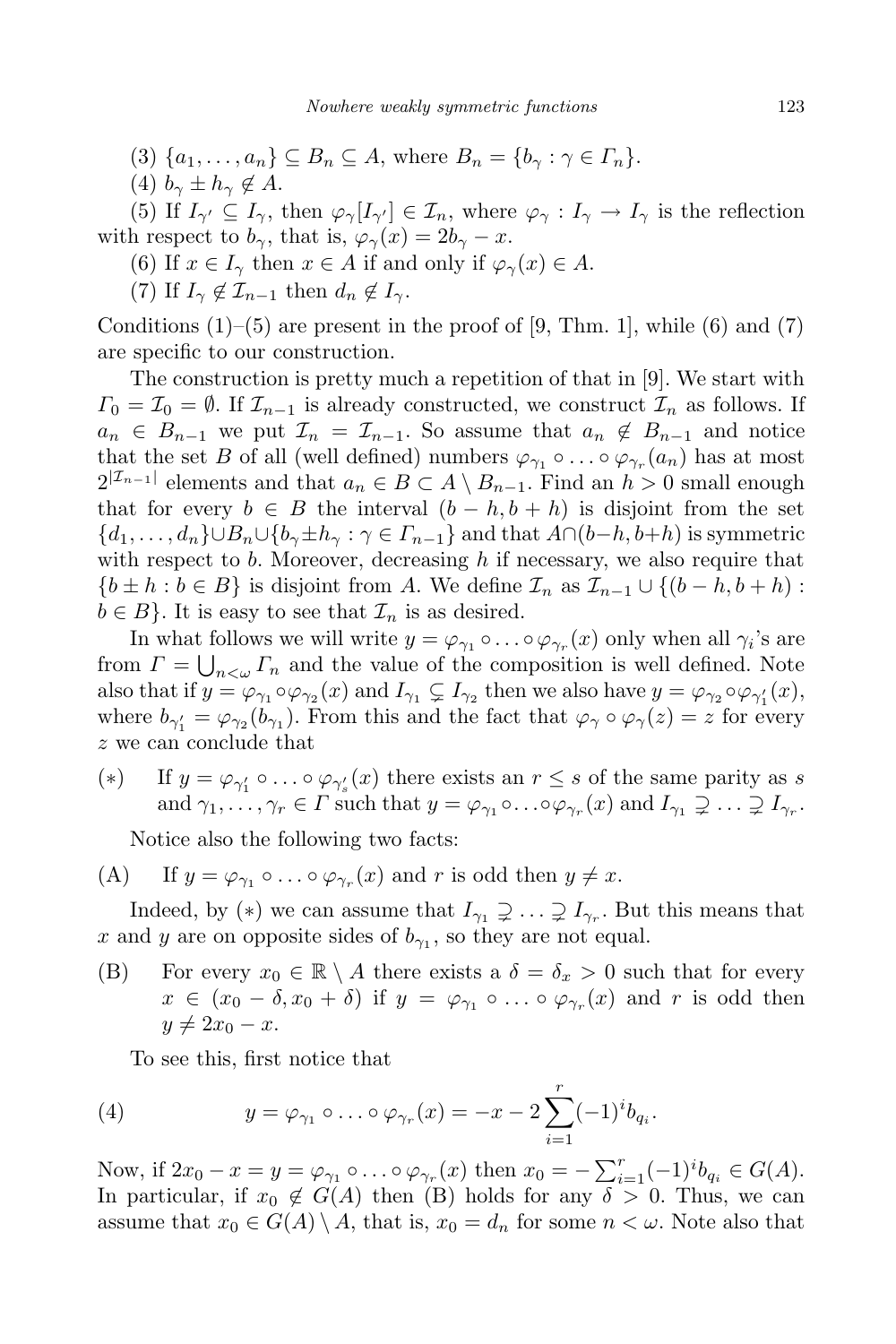(3) $\{a_1, \ldots, a_n\} \subseteq B_n \subseteq A$, where $B_n = \{b_\gamma : \gamma \in \Gamma_n\}$.

(4) $b_\gamma \pm h_\gamma \notin A$.

(5) If $I_{\gamma'} \subseteq I_\gamma$, then $\varphi_\gamma[I_{\gamma'}] \in \mathcal{I}_n$, where $\varphi_\gamma : I_\gamma \to I_\gamma$ is the reflection with respect to $b_\gamma$, that is, $\varphi_\gamma(x) = 2b_\gamma - x$.

(6) If $x \in I_\gamma$ then $x \in A$ if and only if $\varphi_\gamma(x) \in A$.

(7) If $I_\gamma \notin \mathcal{I}_{n-1}$ then $d_n \notin I_\gamma$.

Conditions (1)–(5) are present in the proof of [9, Thm. 1], while (6) and (7) are specific to our construction.

The construction is pretty much a repetition of that in [9]. We start with $\Gamma_0 = \mathcal{I}_0 = \emptyset$. If $\mathcal{I}_{n-1}$ is already constructed, we construct $\mathcal{I}_n$ as follows. If $a_n \in B_{n-1}$ we put $\mathcal{I}_n = \mathcal{I}_{n-1}$. So assume that $a_n \notin B_{n-1}$ and notice that the set $B$ of all (well defined) numbers $\varphi_{\gamma_1} \circ \ldots \circ \varphi_{\gamma_r}(a_n)$ has at most $2^{|\mathcal{I}_{n-1}|}$ elements and that $a_n \in B \subset A \setminus B_{n-1}$. Find an $h > 0$ small enough that for every $b \in B$ the interval $(b-h, b+h)$ is disjoint from the set $\{d_1, \ldots, d_n\} \cup B_n \cup \{b_\gamma \pm h_\gamma : \gamma \in \Gamma_{n-1}\}$ and that $A \cap (b-h, b+h)$ is symmetric with respect to $b$. Moreover, decreasing $h$ if necessary, we also require that $\{b \pm h : b \in B\}$ is disjoint from $A$. We define $\mathcal{I}_n$ as $\mathcal{I}_{n-1} \cup \{(b-h, b+h) : b \in B\}$. It is easy to see that $\mathcal{I}_n$ is as desired.

In what follows we will write $y = \varphi_{\gamma_1} \circ \ldots \circ \varphi_{\gamma_r}(x)$ only when all $\gamma_i$'s are from $\Gamma = \bigcup_{n<\omega} \Gamma_n$ and the value of the composition is well defined. Note also that if $y = \varphi_{\gamma_1} \circ \varphi_{\gamma_2}(x)$ and $I_{\gamma_1} \subsetneq I_{\gamma_2}$ then we also have $y = \varphi_{\gamma_2} \circ \varphi_{\gamma_1'}(x)$, where $b_{\gamma_1'} = \varphi_{\gamma_2}(b_{\gamma_1})$. From this and the fact that $\varphi_\gamma \circ \varphi_\gamma(z) = z$ for every $z$ we can conclude that

($*$) If $y = \varphi_{\gamma_1'} \circ \ldots \circ \varphi_{\gamma_s'}(x)$ there exists an $r \le s$ of the same parity as $s$ and $\gamma_1, \ldots, \gamma_r \in \Gamma$ such that $y = \varphi_{\gamma_1} \circ \ldots \circ \varphi_{\gamma_r}(x)$ and $I_{\gamma_1} \supsetneq \ldots \supsetneq I_{\gamma_r}$.

Notice also the following two facts:

(A) If $y = \varphi_{\gamma_1} \circ \ldots \circ \varphi_{\gamma_r}(x)$ and $r$ is odd then $y \neq x$.

Indeed, by ($*$) we can assume that $I_{\gamma_1} \supsetneq \ldots \supsetneq I_{\gamma_r}$. But this means that $x$ and $y$ are on opposite sides of $b_{\gamma_1}$, so they are not equal.

(B) For every $x_0 \in \mathbb{R} \setminus A$ there exists a $\delta = \delta_x > 0$ such that for every $x \in (x_0 - \delta, x_0 + \delta)$ if $y = \varphi_{\gamma_1} \circ \ldots \circ \varphi_{\gamma_r}(x)$ and $r$ is odd then $y \neq 2x_0 - x$.

To see this, first notice that

$$y = \varphi_{\gamma_1} \circ \ldots \circ \varphi_{\gamma_r}(x) = -x - 2\sum_{i=1}^{r} (-1)^i b_{q_i}. \tag{4}$$

Now, if $2x_0 - x = y = \varphi_{\gamma_1} \circ \ldots \circ \varphi_{\gamma_r}(x)$ then $x_0 = -\sum_{i=1}^{r} (-1)^i b_{q_i} \in G(A)$. In particular, if $x_0 \notin G(A)$ then (B) holds for any $\delta > 0$. Thus, we can assume that $x_0 \in G(A) \setminus A$, that is, $x_0 = d_n$ for some $n < \omega$. Note also that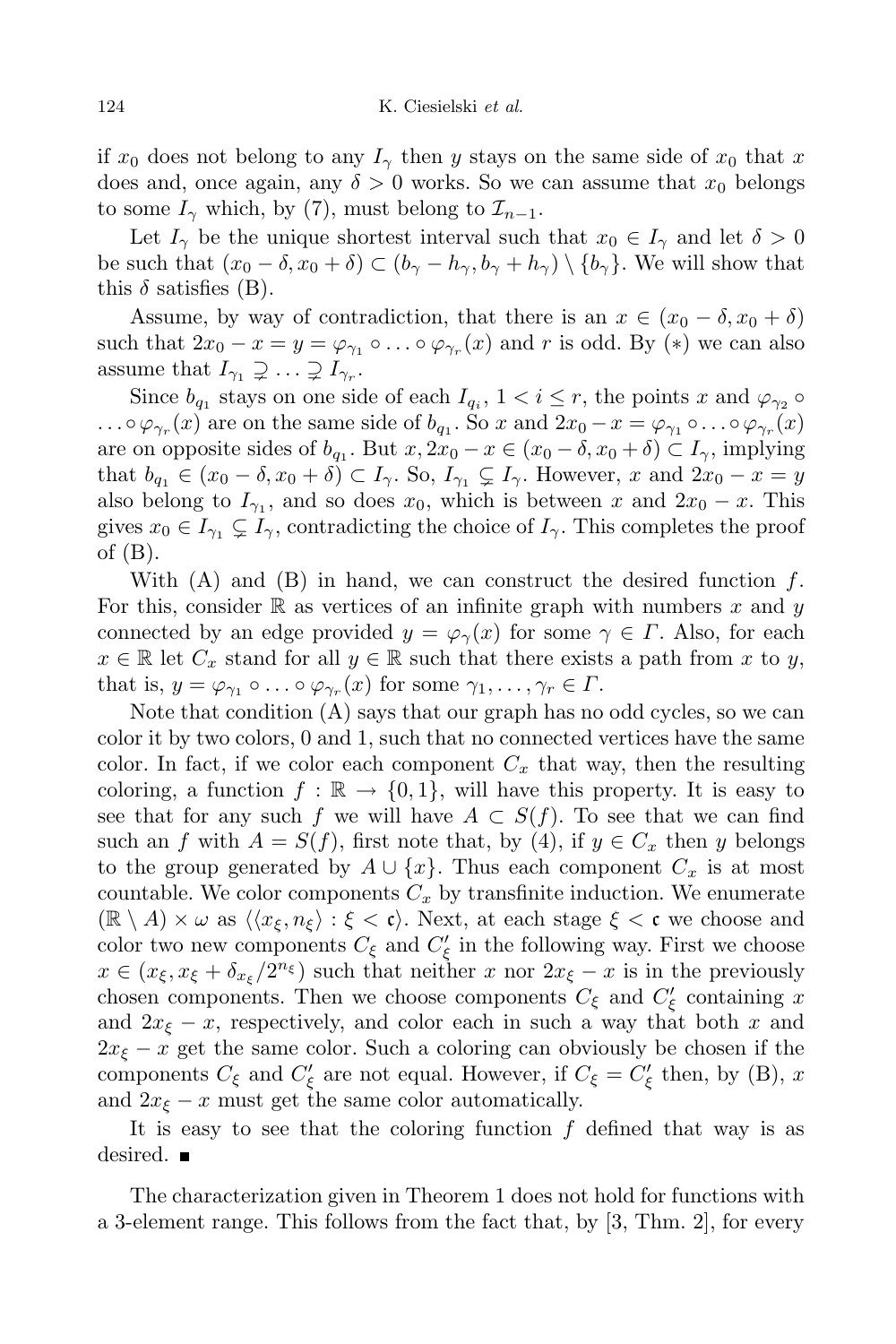if $x_0$ does not belong to any $I_\gamma$ then $y$ stays on the same side of $x_0$ that $x$ does and, once again, any $\delta > 0$ works. So we can assume that $x_0$ belongs to some $I_\gamma$ which, by (7), must belong to $\mathcal{I}_{n-1}$.

Let $I_\gamma$ be the unique shortest interval such that $x_0 \in I_\gamma$ and let $\delta > 0$ be such that $(x_0 - \delta, x_0 + \delta) \subset (b_\gamma - h_\gamma, b_\gamma + h_\gamma) \setminus \{b_\gamma\}$. We will show that this $\delta$ satisfies (B).

Assume, by way of contradiction, that there is an $x \in (x_0 - \delta, x_0 + \delta)$ such that $2x_0 - x = y = \varphi_{\gamma_1} \circ \ldots \circ \varphi_{\gamma_r}(x)$ and $r$ is odd. By $(*)$ we can also assume that $I_{\gamma_1} \supsetneq \ldots \supsetneq I_{\gamma_r}$.

Since $b_{q_1}$ stays on one side of each $I_{q_i}$, $1 < i \le r$, the points $x$ and $\varphi_{\gamma_2} \circ \ldots \circ \varphi_{\gamma_r}(x)$ are on the same side of $b_{q_1}$. So $x$ and $2x_0 - x = \varphi_{\gamma_1} \circ \ldots \circ \varphi_{\gamma_r}(x)$ are on opposite sides of $b_{q_1}$. But $x, 2x_0 - x \in (x_0 - \delta, x_0 + \delta) \subset I_\gamma$, implying that $b_{q_1} \in (x_0 - \delta, x_0 + \delta) \subset I_\gamma$. So, $I_{\gamma_1} \subsetneq I_\gamma$. However, $x$ and $2x_0 - x = y$ also belong to $I_{\gamma_1}$, and so does $x_0$, which is between $x$ and $2x_0 - x$. This gives $x_0 \in I_{\gamma_1} \subsetneq I_\gamma$, contradicting the choice of $I_\gamma$. This completes the proof of (B).

With (A) and (B) in hand, we can construct the desired function $f$. For this, consider $\mathbb{R}$ as vertices of an infinite graph with numbers $x$ and $y$ connected by an edge provided $y = \varphi_\gamma(x)$ for some $\gamma \in \Gamma$. Also, for each $x \in \mathbb{R}$ let $C_x$ stand for all $y \in \mathbb{R}$ such that there exists a path from $x$ to $y$, that is, $y = \varphi_{\gamma_1} \circ \ldots \circ \varphi_{\gamma_r}(x)$ for some $\gamma_1, \ldots, \gamma_r \in \Gamma$.

Note that condition (A) says that our graph has no odd cycles, so we can color it by two colors, 0 and 1, such that no connected vertices have the same color. In fact, if we color each component $C_x$ that way, then the resulting coloring, a function $f : \mathbb{R} \to \{0, 1\}$, will have this property. It is easy to see that for any such $f$ we will have $A \subset S(f)$. To see that we can find such an $f$ with $A = S(f)$, first note that, by (4), if $y \in C_x$ then $y$ belongs to the group generated by $A \cup \{x\}$. Thus each component $C_x$ is at most countable. We color components $C_x$ by transfinite induction. We enumerate $(\mathbb{R} \setminus A) \times \omega$ as $\langle \langle x_\xi, n_\xi \rangle : \xi < \mathfrak{c} \rangle$. Next, at each stage $\xi < \mathfrak{c}$ we choose and color two new components $C_\xi$ and $C'_\xi$ in the following way. First we choose $x \in (x_\xi, x_\xi + \delta_{x_\xi}/2^{n_\xi})$ such that neither $x$ nor $2x_\xi - x$ is in the previously chosen components. Then we choose components $C_\xi$ and $C'_\xi$ containing $x$ and $2x_\xi - x$, respectively, and color each in such a way that both $x$ and $2x_\xi - x$ get the same color. Such a coloring can obviously be chosen if the components $C_\xi$ and $C'_\xi$ are not equal. However, if $C_\xi = C'_\xi$ then, by (B), $x$ and $2x_\xi - x$ must get the same color automatically.

It is easy to see that the coloring function $f$ defined that way is as desired. ∎

The characterization given in Theorem 1 does not hold for functions with a 3-element range. This follows from the fact that, by [3, Thm. 2], for every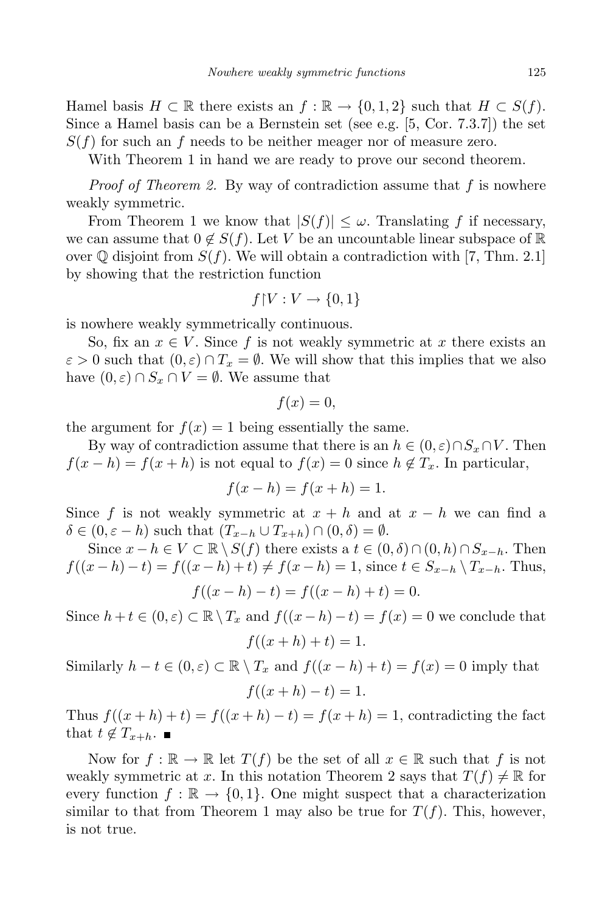Hamel basis $H \subset \mathbb{R}$ there exists an $f : \mathbb{R} \to \{0, 1, 2\}$ such that $H \subset S(f)$. Since a Hamel basis can be a Bernstein set (see e.g. [5, Cor. 7.3.7]) the set $S(f)$ for such an $f$ needs to be neither meager nor of measure zero.

With Theorem 1 in hand we are ready to prove our second theorem.

*Proof of Theorem 2.* By way of contradiction assume that $f$ is nowhere weakly symmetric.

From Theorem 1 we know that $|S(f)| \leq \omega$. Translating $f$ if necessary, we can assume that $0 \notin S(f)$. Let $V$ be an uncountable linear subspace of $\mathbb{R}$ over $\mathbb{Q}$ disjoint from $S(f)$. We will obtain a contradiction with [7, Thm. 2.1] by showing that the restriction function

$$f{\restriction}V : V \to \{0, 1\}$$

is nowhere weakly symmetrically continuous.

So, fix an $x \in V$. Since $f$ is not weakly symmetric at $x$ there exists an $\varepsilon > 0$ such that $(0, \varepsilon) \cap T_x = \emptyset$. We will show that this implies that we also have $(0, \varepsilon) \cap S_x \cap V = \emptyset$. We assume that

$$f(x) = 0,$$

the argument for $f(x) = 1$ being essentially the same.

By way of contradiction assume that there is an $h \in (0, \varepsilon) \cap S_x \cap V$. Then $f(x - h) = f(x + h)$ is not equal to $f(x) = 0$ since $h \notin T_x$. In particular,

$$f(x - h) = f(x + h) = 1.$$

Since $f$ is not weakly symmetric at $x + h$ and at $x - h$ we can find a $\delta \in (0, \varepsilon - h)$ such that $(T_{x-h} \cup T_{x+h}) \cap (0, \delta) = \emptyset$.

Since $x - h \in V \subset \mathbb{R} \setminus S(f)$ there exists a $t \in (0, \delta) \cap (0, h) \cap S_{x-h}$. Then $f((x - h) - t) = f((x - h) + t) \neq f(x - h) = 1$, since $t \in S_{x-h} \setminus T_{x-h}$. Thus,

$$f((x - h) - t) = f((x - h) + t) = 0.$$

Since $h + t \in (0, \varepsilon) \subset \mathbb{R} \setminus T_x$ and $f((x - h) - t) = f(x) = 0$ we conclude that

$$f((x + h) + t) = 1.$$

Similarly $h - t \in (0, \varepsilon) \subset \mathbb{R} \setminus T_x$ and $f((x - h) + t) = f(x) = 0$ imply that

$$f((x + h) - t) = 1.$$

Thus $f((x + h) + t) = f((x + h) - t) = f(x + h) = 1$, contradicting the fact that $t \notin T_{x+h}$. ∎

Now for $f : \mathbb{R} \to \mathbb{R}$ let $T(f)$ be the set of all $x \in \mathbb{R}$ such that $f$ is not weakly symmetric at $x$. In this notation Theorem 2 says that $T(f) \neq \mathbb{R}$ for every function $f : \mathbb{R} \to \{0, 1\}$. One might suspect that a characterization similar to that from Theorem 1 may also be true for $T(f)$. This, however, is not true.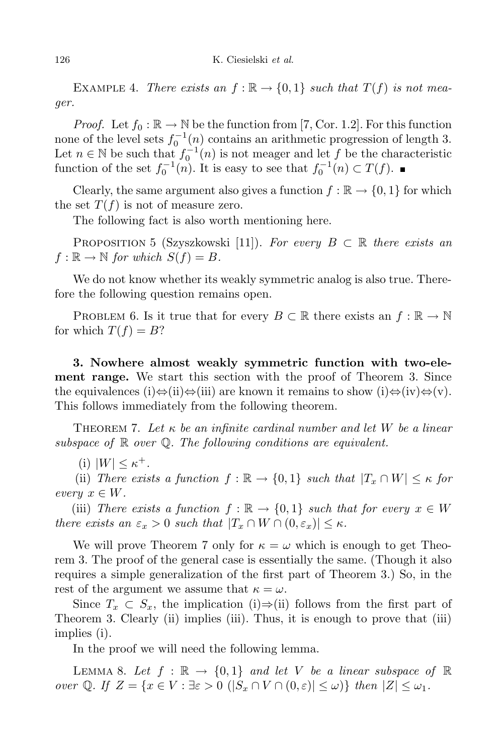Example 4. *There exists an $f : \mathbb{R} \to \{0,1\}$ such that $T(f)$ is not meager.*

*Proof.* Let $f_0 : \mathbb{R} \to \mathbb{N}$ be the function from [7, Cor. 1.2]. For this function none of the level sets $f_0^{-1}(n)$ contains an arithmetic progression of length 3. Let $n \in \mathbb{N}$ be such that $f_0^{-1}(n)$ is not meager and let $f$ be the characteristic function of the set $f_0^{-1}(n)$. It is easy to see that $f_0^{-1}(n) \subset T(f)$. ∎

Clearly, the same argument also gives a function $f : \mathbb{R} \to \{0,1\}$ for which the set $T(f)$ is not of measure zero.

The following fact is also worth mentioning here.

Proposition 5 (Szyszkowski [11]). *For every $B \subset \mathbb{R}$ there exists an $f : \mathbb{R} \to \mathbb{N}$ for which $S(f) = B$.*

We do not know whether its weakly symmetric analog is also true. Therefore the following question remains open.

Problem 6. Is it true that for every $B \subset \mathbb{R}$ there exists an $f : \mathbb{R} \to \mathbb{N}$ for which $T(f) = B$?

## 3. Nowhere almost weakly symmetric function with two-element range.

We start this section with the proof of Theorem 3. Since the equivalences (i)⇔(ii)⇔(iii) are known it remains to show (i)⇔(iv)⇔(v). This follows immediately from the following theorem.

Theorem 7. *Let $\kappa$ be an infinite cardinal number and let $W$ be a linear subspace of $\mathbb{R}$ over $\mathbb{Q}$. The following conditions are equivalent.*

(i) *$|W| \le \kappa^+$.*

(ii) *There exists a function $f : \mathbb{R} \to \{0,1\}$ such that $|T_x \cap W| \le \kappa$ for every $x \in W$.*

(iii) *There exists a function $f : \mathbb{R} \to \{0,1\}$ such that for every $x \in W$ there exists an $\varepsilon_x > 0$ such that $|T_x \cap W \cap (0, \varepsilon_x)| \le \kappa$.*

We will prove Theorem 7 only for $\kappa = \omega$ which is enough to get Theorem 3. The proof of the general case is essentially the same. (Though it also requires a simple generalization of the first part of Theorem 3.) So, in the rest of the argument we assume that $\kappa = \omega$.

Since $T_x \subset S_x$, the implication (i)⇒(ii) follows from the first part of Theorem 3. Clearly (ii) implies (iii). Thus, it is enough to prove that (iii) implies (i).

In the proof we will need the following lemma.

Lemma 8. *Let $f : \mathbb{R} \to \{0,1\}$ and let $V$ be a linear subspace of $\mathbb{R}$ over $\mathbb{Q}$. If $Z = \{x \in V : \exists \varepsilon > 0\ (|S_x \cap V \cap (0,\varepsilon)| \le \omega)\}$ then $|Z| \le \omega_1$.*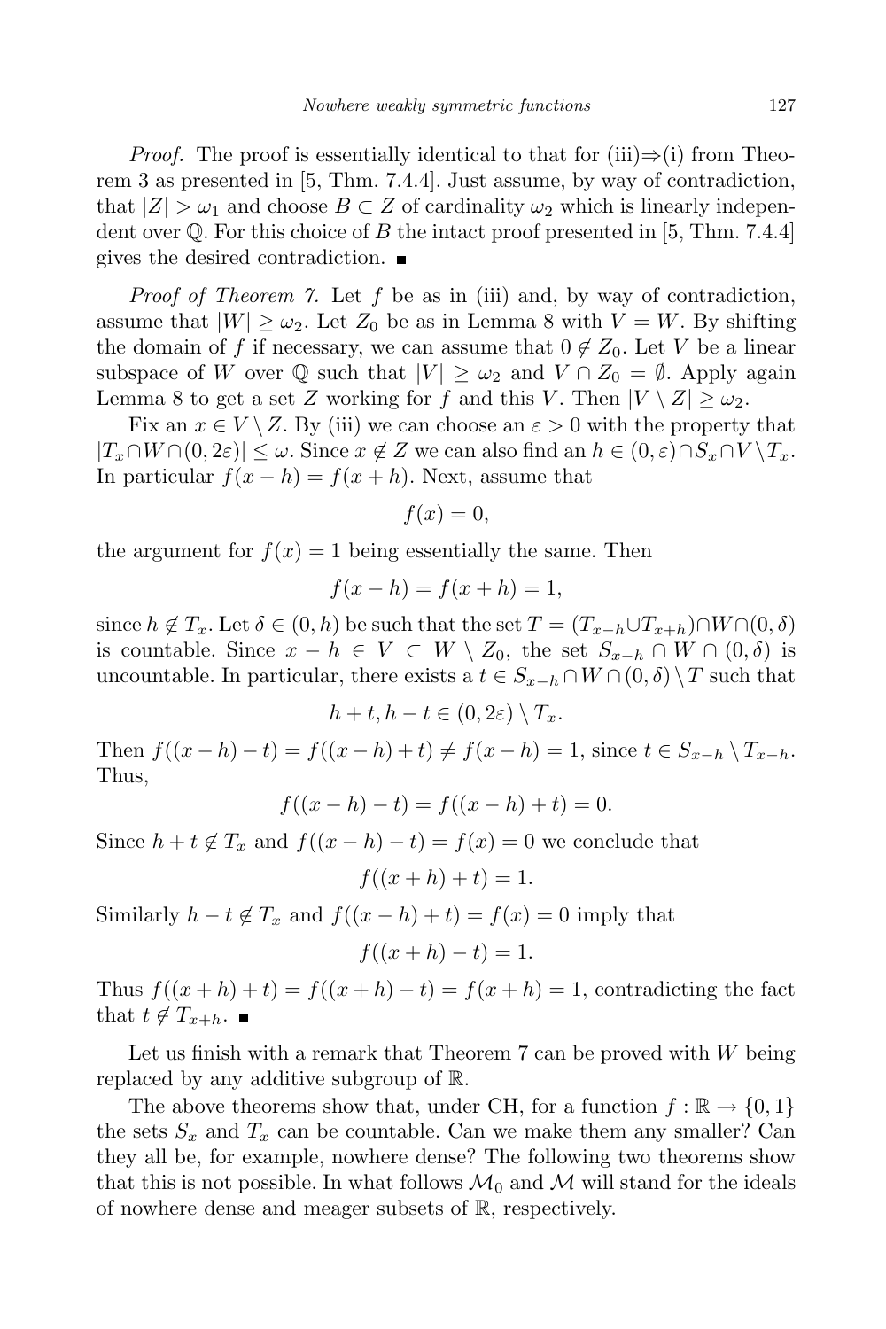*Proof.* The proof is essentially identical to that for (iii)⇒(i) from Theorem 3 as presented in [5, Thm. 7.4.4]. Just assume, by way of contradiction, that $|Z| > \omega_1$ and choose $B \subset Z$ of cardinality $\omega_2$ which is linearly independent over $\mathbb{Q}$. For this choice of $B$ the intact proof presented in [5, Thm. 7.4.4] gives the desired contradiction. ∎

*Proof of Theorem 7.* Let $f$ be as in (iii) and, by way of contradiction, assume that $|W| \geq \omega_2$. Let $Z_0$ be as in Lemma 8 with $V = W$. By shifting the domain of $f$ if necessary, we can assume that $0 \notin Z_0$. Let $V$ be a linear subspace of $W$ over $\mathbb{Q}$ such that $|V| \geq \omega_2$ and $V \cap Z_0 = \emptyset$. Apply again Lemma 8 to get a set $Z$ working for $f$ and this $V$. Then $|V \setminus Z| \geq \omega_2$.

Fix an $x \in V \setminus Z$. By (iii) we can choose an $\varepsilon > 0$ with the property that $|T_x \cap W \cap (0, 2\varepsilon)| \leq \omega$. Since $x \notin Z$ we can also find an $h \in (0, \varepsilon) \cap S_x \cap V \setminus T_x$. In particular $f(x - h) = f(x + h)$. Next, assume that

$$f(x) = 0,$$

the argument for $f(x) = 1$ being essentially the same. Then

$$f(x - h) = f(x + h) = 1,$$

since $h \notin T_x$. Let $\delta \in (0, h)$ be such that the set $T = (T_{x-h} \cup T_{x+h}) \cap W \cap (0, \delta)$ is countable. Since $x - h \in V \subset W \setminus Z_0$, the set $S_{x-h} \cap W \cap (0, \delta)$ is uncountable. In particular, there exists a $t \in S_{x-h} \cap W \cap (0, \delta) \setminus T$ such that

$$h + t, h - t \in (0, 2\varepsilon) \setminus T_x.$$

Then $f((x - h) - t) = f((x - h) + t) \neq f(x - h) = 1$, since $t \in S_{x-h} \setminus T_{x-h}$. Thus,

$$f((x - h) - t) = f((x - h) + t) = 0.$$

Since $h + t \notin T_x$ and $f((x - h) - t) = f(x) = 0$ we conclude that

$$f((x + h) + t) = 1.$$

Similarly $h - t \notin T_x$ and $f((x - h) + t) = f(x) = 0$ imply that

$$f((x + h) - t) = 1.$$

Thus $f((x + h) + t) = f((x + h) - t) = f(x + h) = 1$, contradicting the fact that $t \notin T_{x+h}$. ∎

Let us finish with a remark that Theorem 7 can be proved with $W$ being replaced by any additive subgroup of $\mathbb{R}$.

The above theorems show that, under CH, for a function $f : \mathbb{R} \to \{0, 1\}$ the sets $S_x$ and $T_x$ can be countable. Can we make them any smaller? Can they all be, for example, nowhere dense? The following two theorems show that this is not possible. In what follows $\mathcal{M}_0$ and $\mathcal{M}$ will stand for the ideals of nowhere dense and meager subsets of $\mathbb{R}$, respectively.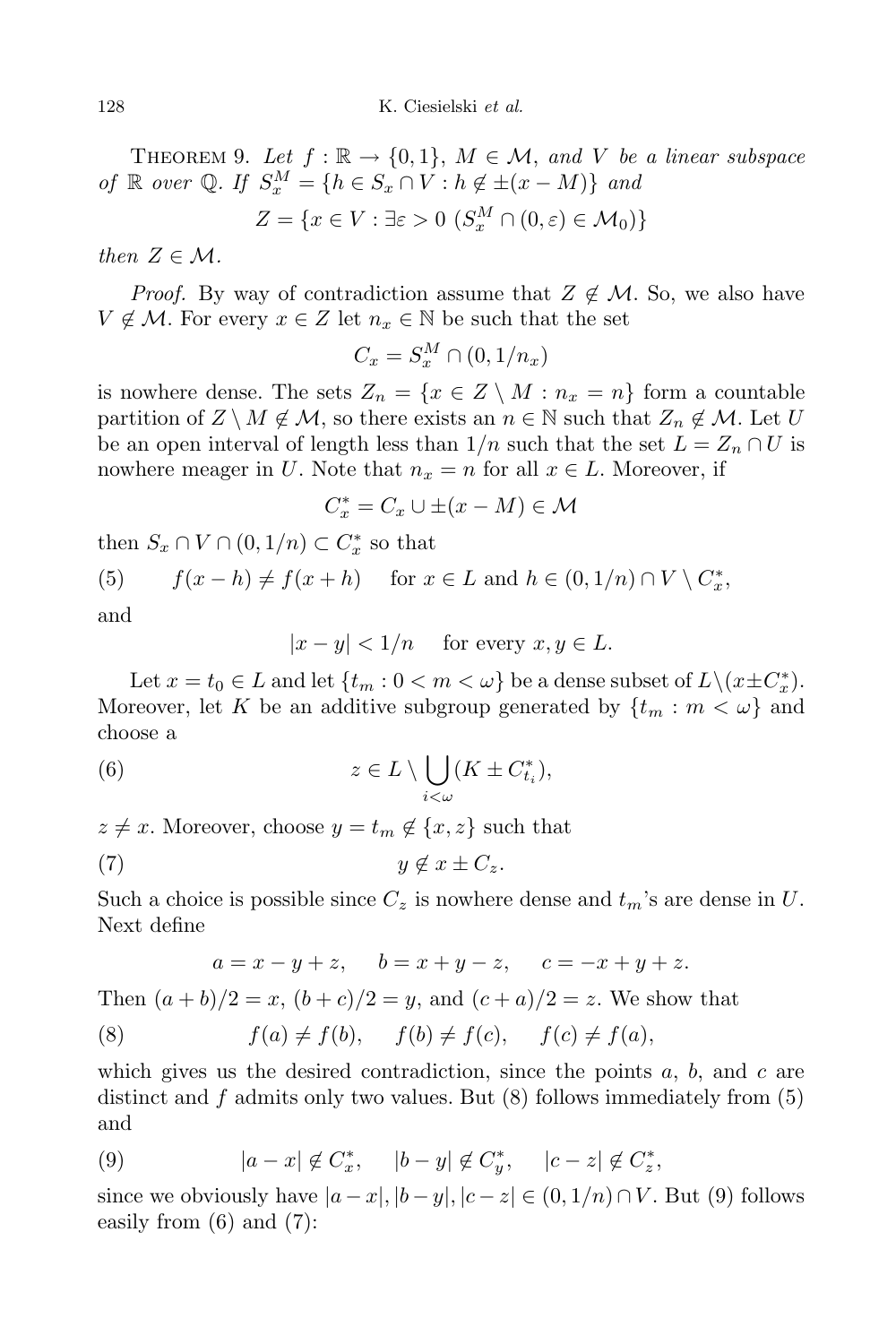THEOREM 9. *Let $f : \mathbb{R} \to \{0,1\}$, $M \in \mathcal{M}$, and $V$ be a linear subspace of $\mathbb{R}$ over $\mathbb{Q}$. If $S_x^M = \{h \in S_x \cap V : h \notin \pm(x - M)\}$ and*

$$Z = \{x \in V : \exists \varepsilon > 0\ (S_x^M \cap (0, \varepsilon) \in \mathcal{M}_0)\}$$

*then $Z \in \mathcal{M}$.*

*Proof.* By way of contradiction assume that $Z \notin \mathcal{M}$. So, we also have $V \notin \mathcal{M}$. For every $x \in Z$ let $n_x \in \mathbb{N}$ be such that the set

$$C_x = S_x^M \cap (0, 1/n_x)$$

is nowhere dense. The sets $Z_n = \{x \in Z \setminus M : n_x = n\}$ form a countable partition of $Z \setminus M \notin \mathcal{M}$, so there exists an $n \in \mathbb{N}$ such that $Z_n \notin \mathcal{M}$. Let $U$ be an open interval of length less than $1/n$ such that the set $L = Z_n \cap U$ is nowhere meager in $U$. Note that $n_x = n$ for all $x \in L$. Moreover, if

$$C_x^* = C_x \cup \pm(x - M) \in \mathcal{M}$$

then $S_x \cap V \cap (0, 1/n) \subset C_x^*$ so that

$$f(x-h) \neq f(x+h) \quad \text{for } x \in L \text{ and } h \in (0,1/n) \cap V \setminus C_x^*, \tag{5}$$

and

$$|x - y| < 1/n \quad \text{for every } x, y \in L.$$

Let $x = t_0 \in L$ and let $\{t_m : 0 < m < \omega\}$ be a dense subset of $L \setminus (x \pm C_x^*)$. Moreover, let $K$ be an additive subgroup generated by $\{t_m : m < \omega\}$ and choose a

$$z \in L \setminus \bigcup_{i<\omega} (K \pm C_{t_i}^*), \tag{6}$$

$z \neq x$. Moreover, choose $y = t_m \notin \{x, z\}$ such that

$$y \notin x \pm C_z. \tag{7}$$

Such a choice is possible since $C_z$ is nowhere dense and $t_m$'s are dense in $U$. Next define

$$a = x - y + z, \quad b = x + y - z, \quad c = -x + y + z.$$

Then $(a+b)/2 = x$, $(b+c)/2 = y$, and $(c+a)/2 = z$. We show that

$$f(a) \neq f(b), \quad f(b) \neq f(c), \quad f(c) \neq f(a), \tag{8}$$

which gives us the desired contradiction, since the points $a$, $b$, and $c$ are distinct and $f$ admits only two values. But (8) follows immediately from (5) and

$$|a - x| \notin C_x^*, \quad |b - y| \notin C_y^*, \quad |c - z| \notin C_z^*, \tag{9}$$

since we obviously have $|a-x|, |b-y|, |c-z| \in (0, 1/n) \cap V$. But (9) follows easily from (6) and (7):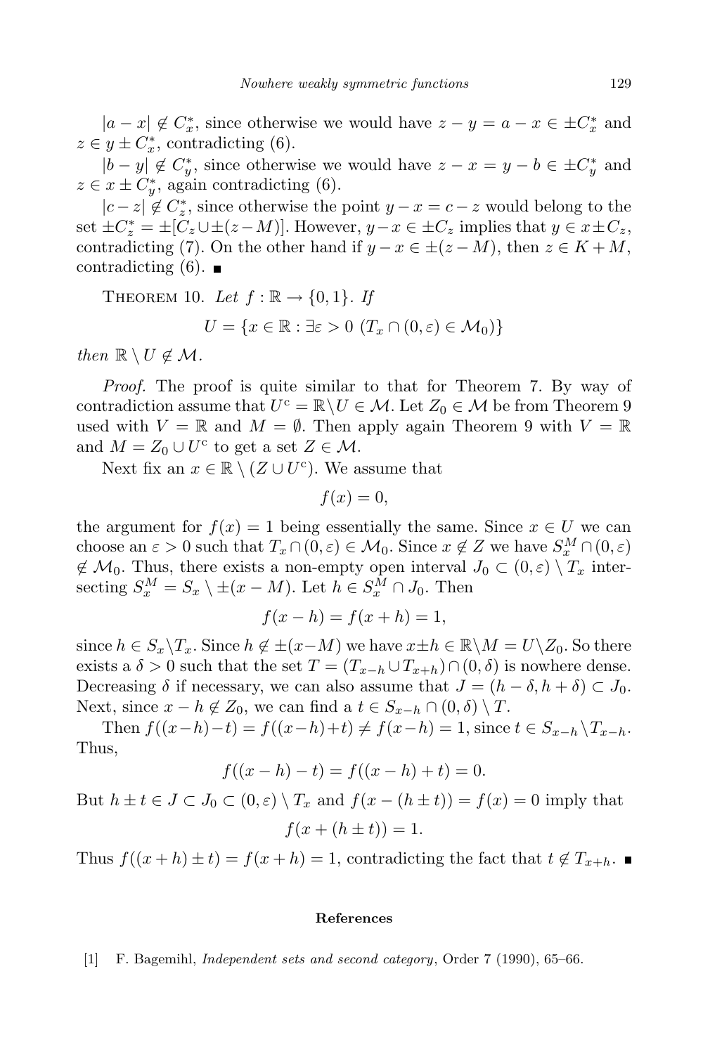$|a - x| \notin C_x^*$, since otherwise we would have $z - y = a - x \in \pm C_x^*$ and $z \in y \pm C_x^*$, contradicting (6).

$|b - y| \notin C_y^*$, since otherwise we would have $z - x = y - b \in \pm C_y^*$ and $z \in x \pm C_y^*$, again contradicting (6).

$|c - z| \notin C_z^*$, since otherwise the point $y - x = c - z$ would belong to the set $\pm C_z^* = \pm[C_z \cup \pm(z - M)]$. However, $y - x \in \pm C_z$ implies that $y \in x \pm C_z$, contradicting (7). On the other hand if $y - x \in \pm(z - M)$, then $z \in K + M$, contradicting (6). ■

Theorem 10. *Let* $f : \mathbb{R} \to \{0, 1\}$. *If*

$$U = \{x \in \mathbb{R} : \exists \varepsilon > 0 \ (T_x \cap (0, \varepsilon) \in \mathcal{M}_0)\}$$

*then* $\mathbb{R} \setminus U \notin \mathcal{M}$.

*Proof.* The proof is quite similar to that for Theorem 7. By way of contradiction assume that $U^c = \mathbb{R} \setminus U \in \mathcal{M}$. Let $Z_0 \in \mathcal{M}$ be from Theorem 9 used with $V = \mathbb{R}$ and $M = \emptyset$. Then apply again Theorem 9 with $V = \mathbb{R}$ and $M = Z_0 \cup U^c$ to get a set $Z \in \mathcal{M}$.

Next fix an $x \in \mathbb{R} \setminus (Z \cup U^c)$. We assume that

$$f(x) = 0,$$

the argument for $f(x) = 1$ being essentially the same. Since $x \in U$ we can choose an $\varepsilon > 0$ such that $T_x \cap (0, \varepsilon) \in \mathcal{M}_0$. Since $x \notin Z$ we have $S_x^M \cap (0, \varepsilon) \notin \mathcal{M}_0$. Thus, there exists a non-empty open interval $J_0 \subset (0, \varepsilon) \setminus T_x$ intersecting $S_x^M = S_x \setminus \pm(x - M)$. Let $h \in S_x^M \cap J_0$. Then

$$f(x - h) = f(x + h) = 1,$$

since $h \in S_x \setminus T_x$. Since $h \notin \pm(x - M)$ we have $x \pm h \in \mathbb{R} \setminus M = U \setminus Z_0$. So there exists a $\delta > 0$ such that the set $T = (T_{x-h} \cup T_{x+h}) \cap (0, \delta)$ is nowhere dense. Decreasing $\delta$ if necessary, we can also assume that $J = (h - \delta, h + \delta) \subset J_0$. Next, since $x - h \notin Z_0$, we can find a $t \in S_{x-h} \cap (0, \delta) \setminus T$.

Then $f((x - h) - t) = f((x - h) + t) \neq f(x - h) = 1$, since $t \in S_{x-h} \setminus T_{x-h}$. Thus,

$$f((x - h) - t) = f((x - h) + t) = 0.$$

But $h \pm t \in J \subset J_0 \subset (0, \varepsilon) \setminus T_x$ and $f(x - (h \pm t)) = f(x) = 0$ imply that

$$f(x + (h \pm t)) = 1.$$

Thus $f((x + h) \pm t) = f(x + h) = 1$, contradicting the fact that $t \notin T_{x+h}$. ■

## References

[1] F. Bagemihl, *Independent sets and second category*, Order 7 (1990), 65–66.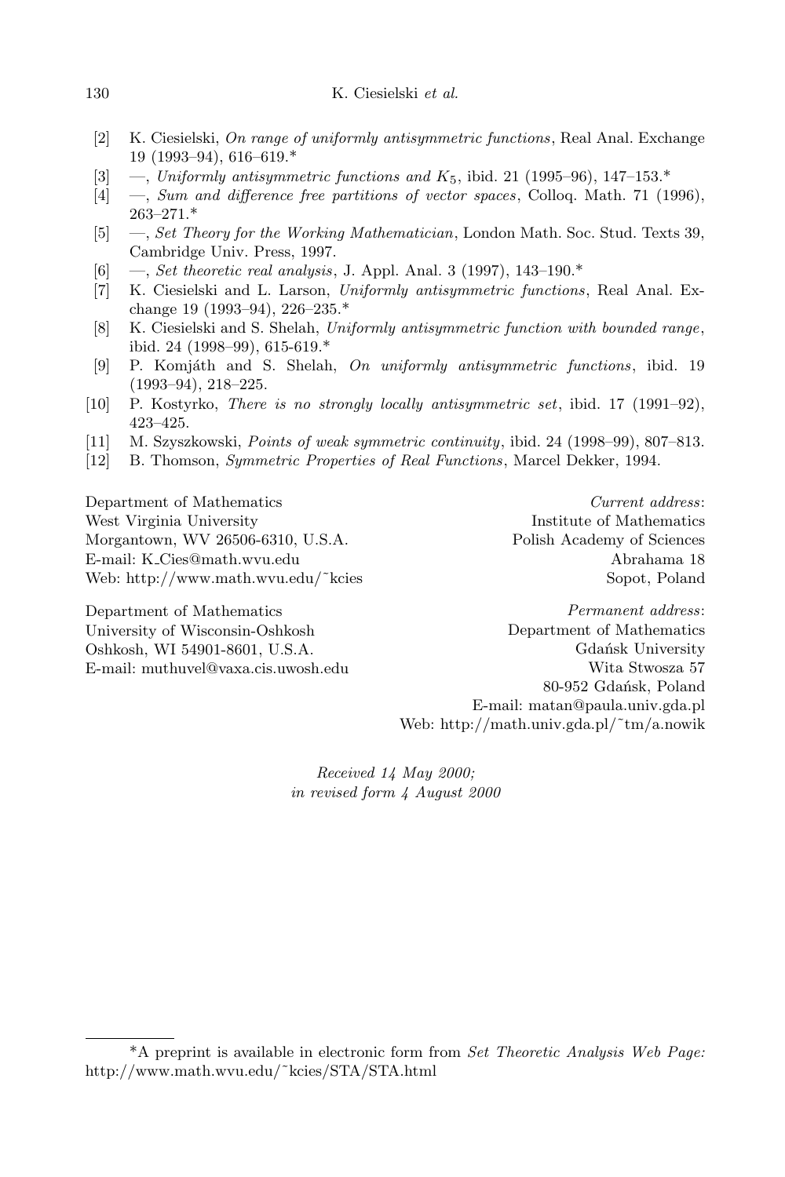[2] K. Ciesielski, *On range of uniformly antisymmetric functions*, Real Anal. Exchange 19 (1993–94), 616–619.*

[3] —, *Uniformly antisymmetric functions and $K_5$*, ibid. 21 (1995–96), 147–153.*

[4] —, *Sum and difference free partitions of vector spaces*, Colloq. Math. 71 (1996), 263–271.*

[5] —, *Set Theory for the Working Mathematician*, London Math. Soc. Stud. Texts 39, Cambridge Univ. Press, 1997.

[6] —, *Set theoretic real analysis*, J. Appl. Anal. 3 (1997), 143–190.*

[7] K. Ciesielski and L. Larson, *Uniformly antisymmetric functions*, Real Anal. Exchange 19 (1993–94), 226–235.*

[8] K. Ciesielski and S. Shelah, *Uniformly antisymmetric function with bounded range*, ibid. 24 (1998–99), 615-619.*

[9] P. Komjáth and S. Shelah, *On uniformly antisymmetric functions*, ibid. 19 (1993–94), 218–225.

[10] P. Kostyrko, *There is no strongly locally antisymmetric set*, ibid. 17 (1991–92), 423–425.

[11] M. Szyszkowski, *Points of weak symmetric continuity*, ibid. 24 (1998–99), 807–813.

[12] B. Thomson, *Symmetric Properties of Real Functions*, Marcel Dekker, 1994.

Department of Mathematics
West Virginia University
Morgantown, WV 26506-6310, U.S.A.
E-mail: K_Cies@math.wvu.edu
Web: http://www.math.wvu.edu/~kcies

Department of Mathematics
University of Wisconsin-Oshkosh
Oshkosh, WI 54901-8601, U.S.A.
E-mail: muthuvel@vaxa.cis.uwosh.edu

*Current address*:
Institute of Mathematics
Polish Academy of Sciences
Abrahama 18
Sopot, Poland

*Permanent address*:
Department of Mathematics
Gdańsk University
Wita Stwosza 57
80-952 Gdańsk, Poland
E-mail: matan@paula.univ.gda.pl
Web: http://math.univ.gda.pl/~tm/a.nowik

*Received 14 May 2000;*
*in revised form 4 August 2000*

*A preprint is available in electronic form from *Set Theoretic Analysis Web Page:* http://www.math.wvu.edu/~kcies/STA/STA.html